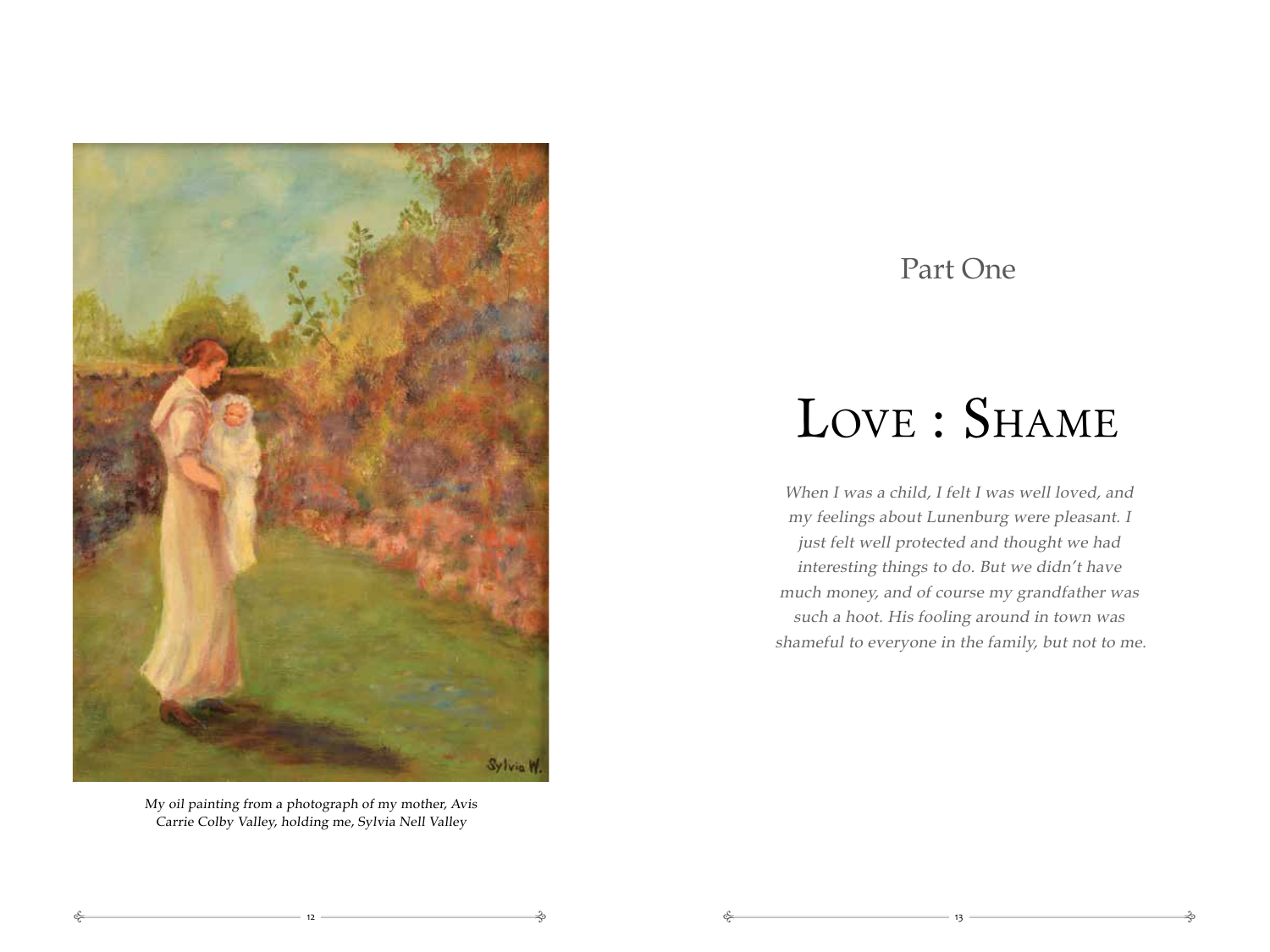My oil painting from a photograph of my mother, Avis Carrie Colby Valley, holding me, Sylvia Nell Valley

Part One

# Love : Shame

*When I was a child, I felt I was well loved, and my feelings about Lunenburg were pleasant. I just felt well protected and thought we had interesting things to do. But we didn't have much money, and of course my grandfather was such a hoot. His fooling around in town was shameful to everyone in the family, but not to me.*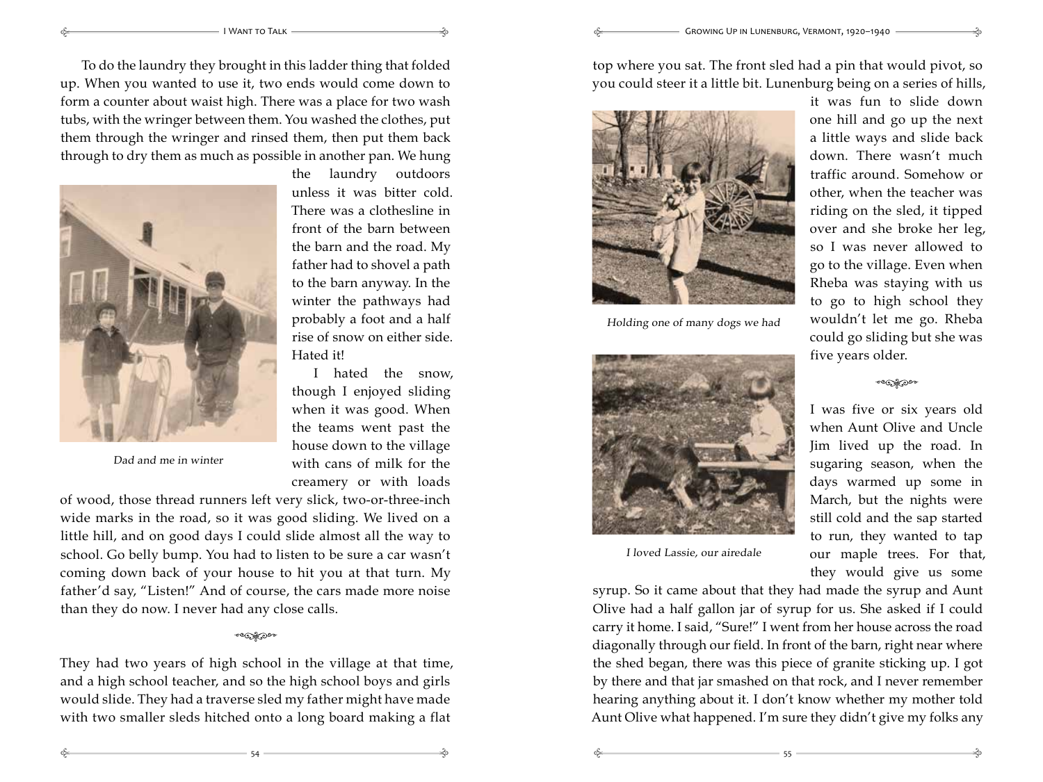To do the laundry they brought in this ladder thing that folded up. When you wanted to use it, two ends would come down to form a counter about waist high. There was a place for two wash tubs, with the wringer between them. You washed the clothes, put them through the wringer and rinsed them, then put them back through to dry them as much as possible in another pan. We hung the laundry outdoors unless it was bitter cold. There was a clothesline in front of the barn between the barn and the road. My father had to shovel a path to the barn anyway. In the winter the pathways had probably a foot and a half rise of snow on either side. Hated it!

*Dad and me in winter*

I hated the snow, though I enjoyed sliding when it was good. When the teams went past the house down to the village with cans of milk for the creamery or with loads of wood, those thread runners left very slick, two-or-three-inch wide marks in the road, so it was good sliding. We lived on a little hill, and on good days I could slide almost all the way to school. Go belly bump. You had to listen to be sure a car wasn't coming down back of your house to hit you at that turn. My father'd say, "Listen!" And of course, the cars made more noise than they do now. I never had any close calls.

⁂

They had two years of high school in the village at that time, and a high school teacher, and so the high school boys and girls would slide. They had a traverse sled my father might have made with two smaller sleds hitched onto a long board making a flat top where you sat. The front sled had a pin that would pivot, so you could steer it a little bit. Lunenburg being on a series of hills, it was fun to slide down one hill and go up the next a little ways and slide back down. There wasn't much traffic around. Somehow or other, when the teacher was riding on the sled, it tipped over and she broke her leg, so I was never allowed to go to the village. Even when Rheba was staying with us to go to high school they wouldn't let me go. Rheba could go sliding but she was five years older.

*Holding one of many dogs we had*

*I loved Lassie, our airedale*

⁂

I was five or six years old when Aunt Olive and Uncle Jim lived up the road. In sugaring season, when the days warmed up some in March, but the nights were still cold and the sap started to run, they wanted to tap our maple trees. For that, they would give us some syrup. So it came about that they had made the syrup and Aunt Olive had a half gallon jar of syrup for us. She asked if I could carry it home. I said, "Sure!" I went from her house across the road diagonally through our field. In front of the barn, right near where the shed began, there was this piece of granite sticking up. I got by there and that jar smashed on that rock, and I never remember hearing anything about it. I don't know whether my mother told Aunt Olive what happened. I'm sure they didn't give my folks any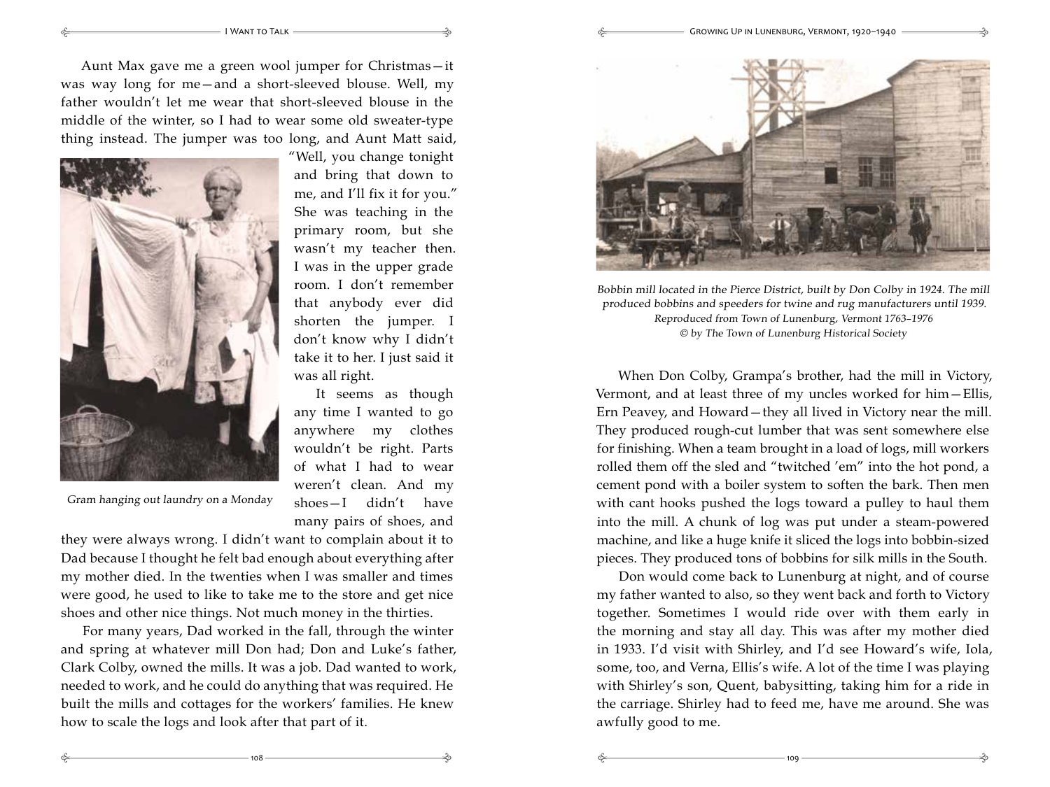Aunt Max gave me a green wool jumper for Christmas—it was way long for me—and a short-sleeved blouse. Well, my father wouldn't let me wear that short-sleeved blouse in the middle of the winter, so I had to wear some old sweater-type thing instead. The jumper was too long, and Aunt Matt said, "Well, you change tonight and bring that down to me, and I'll fix it for you." She was teaching in the primary room, but she wasn't my teacher then. I was in the upper grade room. I don't remember that anybody ever did shorten the jumper. I don't know why I didn't take it to her. I just said it was all right.

*Gram hanging out laundry on a Monday*

It seems as though any time I wanted to go anywhere my clothes wouldn't be right. Parts of what I had to wear weren't clean. And my shoes—I didn't have many pairs of shoes, and they were always wrong. I didn't want to complain about it to Dad because I thought he felt bad enough about everything after my mother died. In the twenties when I was smaller and times were good, he used to like to take me to the store and get nice shoes and other nice things. Not much money in the thirties.

For many years, Dad worked in the fall, through the winter and spring at whatever mill Don had; Don and Luke's father, Clark Colby, owned the mills. It was a job. Dad wanted to work, needed to work, and he could do anything that was required. He built the mills and cottages for the workers' families. He knew how to scale the logs and look after that part of it.

*Bobbin mill located in the Pierce District, built by Don Colby in 1924. The mill produced bobbins and speeders for twine and rug manufacturers until 1939. Reproduced from Town of Lunenburg, Vermont 1763–1976 © by The Town of Lunenburg Historical Society*

When Don Colby, Grampa's brother, had the mill in Victory, Vermont, and at least three of my uncles worked for him—Ellis, Ern Peavey, and Howard—they all lived in Victory near the mill. They produced rough-cut lumber that was sent somewhere else for finishing. When a team brought in a load of logs, mill workers rolled them off the sled and "twitched 'em" into the hot pond, a cement pond with a boiler system to soften the bark. Then men with cant hooks pushed the logs toward a pulley to haul them into the mill. A chunk of log was put under a steam-powered machine, and like a huge knife it sliced the logs into bobbin-sized pieces. They produced tons of bobbins for silk mills in the South.

Don would come back to Lunenburg at night, and of course my father wanted to also, so they went back and forth to Victory together. Sometimes I would ride over with them early in the morning and stay all day. This was after my mother died in 1933. I'd visit with Shirley, and I'd see Howard's wife, Iola, some, too, and Verna, Ellis's wife. A lot of the time I was playing with Shirley's son, Quent, babysitting, taking him for a ride in the carriage. Shirley had to feed me, have me around. She was awfully good to me.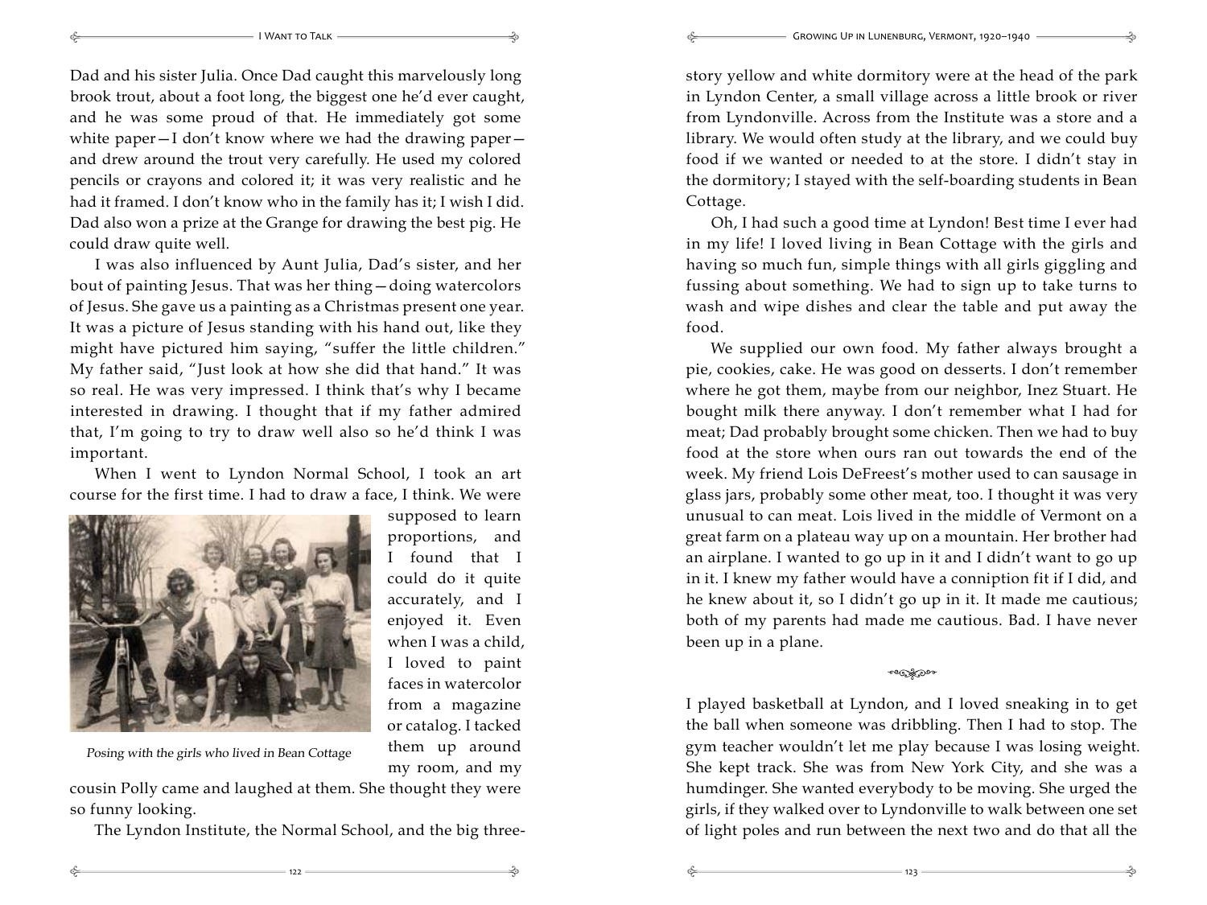Dad and his sister Julia. Once Dad caught this marvelously long brook trout, about a foot long, the biggest one he'd ever caught, and he was some proud of that. He immediately got some white paper—I don't know where we had the drawing paper—and drew around the trout very carefully. He used my colored pencils or crayons and colored it; it was very realistic and he had it framed. I don't know who in the family has it; I wish I did. Dad also won a prize at the Grange for drawing the best pig. He could draw quite well.

I was also influenced by Aunt Julia, Dad's sister, and her bout of painting Jesus. That was her thing—doing watercolors of Jesus. She gave us a painting as a Christmas present one year. It was a picture of Jesus standing with his hand out, like they might have pictured him saying, "suffer the little children." My father said, "Just look at how she did that hand." It was so real. He was very impressed. I think that's why I became interested in drawing. I thought that if my father admired that, I'm going to try to draw well also so he'd think I was important.

When I went to Lyndon Normal School, I took an art course for the first time. I had to draw a face, I think. We were supposed to learn proportions, and I found that I could do it quite accurately, and I enjoyed it. Even when I was a child, I loved to paint faces in watercolor from a magazine or catalog. I tacked them up around my room, and my cousin Polly came and laughed at them. She thought they were so funny looking.

*Posing with the girls who lived in Bean Cottage*

The Lyndon Institute, the Normal School, and the big three-story yellow and white dormitory were at the head of the park in Lyndon Center, a small village across a little brook or river from Lyndonville. Across from the Institute was a store and a library. We would often study at the library, and we could buy food if we wanted or needed to at the store. I didn't stay in the dormitory; I stayed with the self-boarding students in Bean Cottage.

Oh, I had such a good time at Lyndon! Best time I ever had in my life! I loved living in Bean Cottage with the girls and having so much fun, simple things with all girls giggling and fussing about something. We had to sign up to take turns to wash and wipe dishes and clear the table and put away the food.

We supplied our own food. My father always brought a pie, cookies, cake. He was good on desserts. I don't remember where he got them, maybe from our neighbor, Inez Stuart. He bought milk there anyway. I don't remember what I had for meat; Dad probably brought some chicken. Then we had to buy food at the store when ours ran out towards the end of the week. My friend Lois DeFreest's mother used to can sausage in glass jars, probably some other meat, too. I thought it was very unusual to can meat. Lois lived in the middle of Vermont on a great farm on a plateau way up on a mountain. Her brother had an airplane. I wanted to go up in it and I didn't want to go up in it. I knew my father would have a conniption fit if I did, and he knew about it, so I didn't go up in it. It made me cautious; both of my parents had made me cautious. Bad. I have never been up in a plane.

I played basketball at Lyndon, and I loved sneaking in to get the ball when someone was dribbling. Then I had to stop. The gym teacher wouldn't let me play because I was losing weight. She kept track. She was from New York City, and she was a humdinger. She wanted everybody to be moving. She urged the girls, if they walked over to Lyndonville to walk between one set of light poles and run between the next two and do that all the